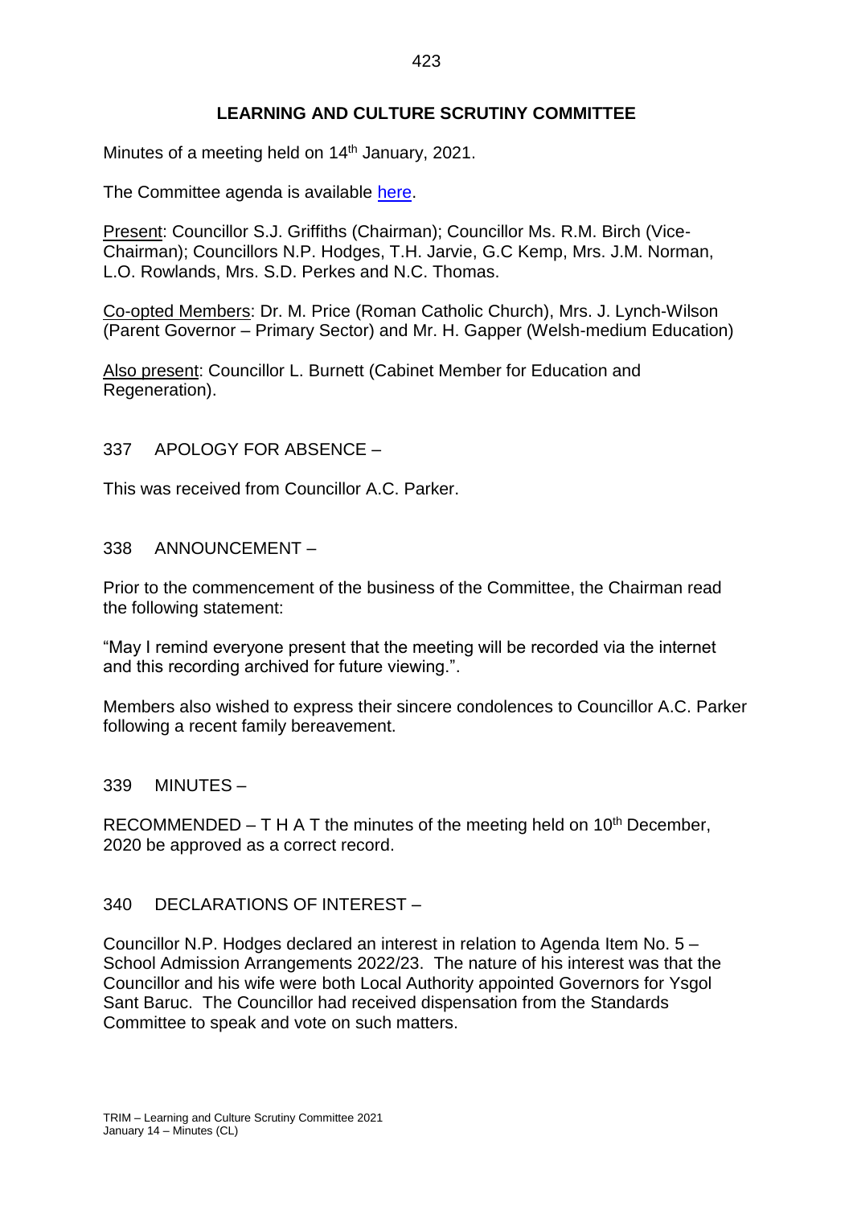# LEARNING AND CULTURE SCRUTINY COMMITTEE

Minutes of a meeting held on 14th January, 2021.

The Committee agenda is available here.

Present: Councillor S.J. Griffiths (Chairman); Councillor Ms. R.M. Birch (Vice-Chairman); Councillors N.P. Hodges, T.H. Jarvie, G.C Kemp, Mrs. J.M. Norman, L.O. Rowlands, Mrs. S.D. Perkes and N.C. Thomas.

Co-opted Members: Dr. M. Price (Roman Catholic Church), Mrs. J. Lynch-Wilson (Parent Governor – Primary Sector) and Mr. H. Gapper (Welsh-medium Education)

Also present: Councillor L. Burnett (Cabinet Member for Education and Regeneration).

## 337 APOLOGY FOR ABSENCE –

This was received from Councillor A.C. Parker.

## 338 ANNOUNCEMENT –

Prior to the commencement of the business of the Committee, the Chairman read the following statement:

"May I remind everyone present that the meeting will be recorded via the internet and this recording archived for future viewing.".

Members also wished to express their sincere condolences to Councillor A.C. Parker following a recent family bereavement.

## 339 MINUTES –

RECOMMENDED – T H A T the minutes of the meeting held on 10th December, 2020 be approved as a correct record.

## 340 DECLARATIONS OF INTEREST –

Councillor N.P. Hodges declared an interest in relation to Agenda Item No. 5 – School Admission Arrangements 2022/23. The nature of his interest was that the Councillor and his wife were both Local Authority appointed Governors for Ysgol Sant Baruc. The Councillor had received dispensation from the Standards Committee to speak and vote on such matters.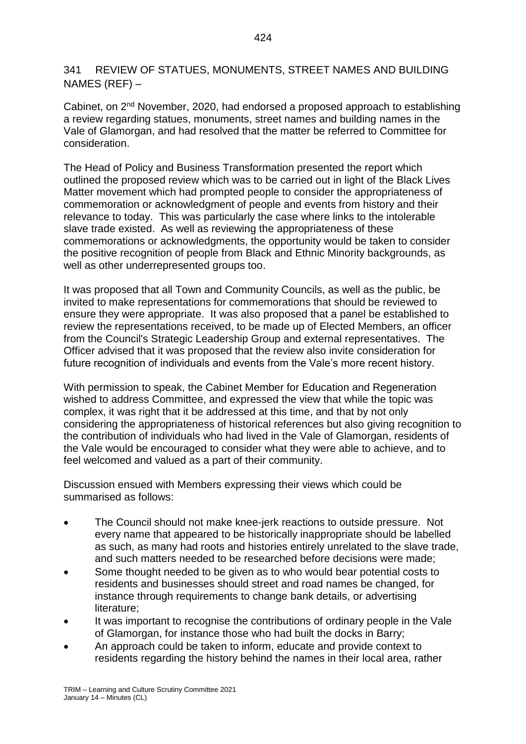## 341 REVIEW OF STATUES, MONUMENTS, STREET NAMES AND BUILDING NAMES (REF) –

Cabinet, on 2nd November, 2020, had endorsed a proposed approach to establishing a review regarding statues, monuments, street names and building names in the Vale of Glamorgan, and had resolved that the matter be referred to Committee for consideration.

The Head of Policy and Business Transformation presented the report which outlined the proposed review which was to be carried out in light of the Black Lives Matter movement which had prompted people to consider the appropriateness of commemoration or acknowledgment of people and events from history and their relevance to today. This was particularly the case where links to the intolerable slave trade existed. As well as reviewing the appropriateness of these commemorations or acknowledgments, the opportunity would be taken to consider the positive recognition of people from Black and Ethnic Minority backgrounds, as well as other underrepresented groups too.

It was proposed that all Town and Community Councils, as well as the public, be invited to make representations for commemorations that should be reviewed to ensure they were appropriate. It was also proposed that a panel be established to review the representations received, to be made up of Elected Members, an officer from the Council's Strategic Leadership Group and external representatives. The Officer advised that it was proposed that the review also invite consideration for future recognition of individuals and events from the Vale's more recent history.

With permission to speak, the Cabinet Member for Education and Regeneration wished to address Committee, and expressed the view that while the topic was complex, it was right that it be addressed at this time, and that by not only considering the appropriateness of historical references but also giving recognition to the contribution of individuals who had lived in the Vale of Glamorgan, residents of the Vale would be encouraged to consider what they were able to achieve, and to feel welcomed and valued as a part of their community.

Discussion ensued with Members expressing their views which could be summarised as follows:

- The Council should not make knee-jerk reactions to outside pressure. Not every name that appeared to be historically inappropriate should be labelled as such, as many had roots and histories entirely unrelated to the slave trade, and such matters needed to be researched before decisions were made;
- Some thought needed to be given as to who would bear potential costs to residents and businesses should street and road names be changed, for instance through requirements to change bank details, or advertising literature;
- It was important to recognise the contributions of ordinary people in the Vale of Glamorgan, for instance those who had built the docks in Barry;
- An approach could be taken to inform, educate and provide context to residents regarding the history behind the names in their local area, rather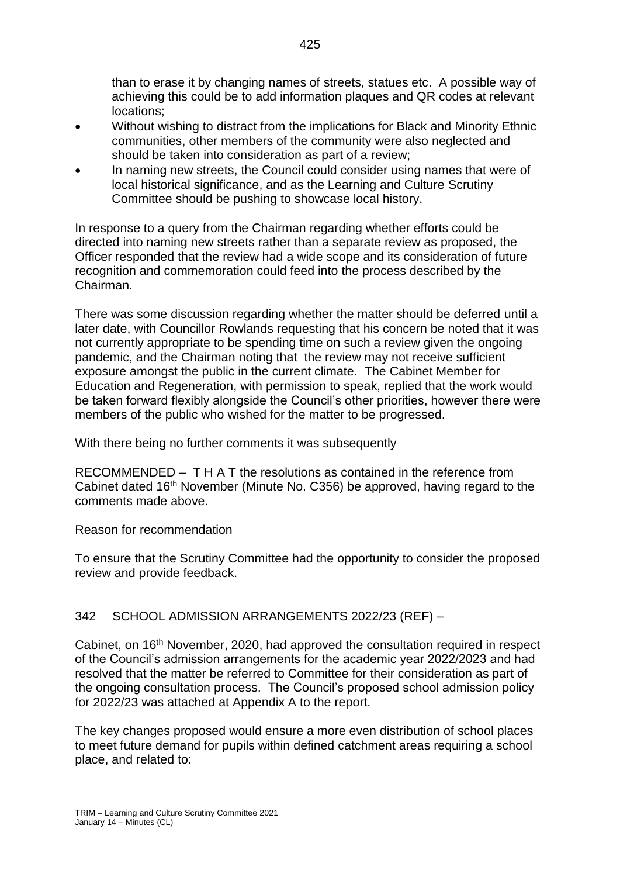than to erase it by changing names of streets, statues etc. A possible way of achieving this could be to add information plaques and QR codes at relevant locations;

- Without wishing to distract from the implications for Black and Minority Ethnic communities, other members of the community were also neglected and should be taken into consideration as part of a review;
- In naming new streets, the Council could consider using names that were of local historical significance, and as the Learning and Culture Scrutiny Committee should be pushing to showcase local history.

In response to a query from the Chairman regarding whether efforts could be directed into naming new streets rather than a separate review as proposed, the Officer responded that the review had a wide scope and its consideration of future recognition and commemoration could feed into the process described by the Chairman.

There was some discussion regarding whether the matter should be deferred until a later date, with Councillor Rowlands requesting that his concern be noted that it was not currently appropriate to be spending time on such a review given the ongoing pandemic, and the Chairman noting that the review may not receive sufficient exposure amongst the public in the current climate. The Cabinet Member for Education and Regeneration, with permission to speak, replied that the work would be taken forward flexibly alongside the Council's other priorities, however there were members of the public who wished for the matter to be progressed.

With there being no further comments it was subsequently

RECOMMENDED – T H A T the resolutions as contained in the reference from Cabinet dated 16th November (Minute No. C356) be approved, having regard to the comments made above.

Reason for recommendation

To ensure that the Scrutiny Committee had the opportunity to consider the proposed review and provide feedback.

342 SCHOOL ADMISSION ARRANGEMENTS 2022/23 (REF) –

Cabinet, on 16th November, 2020, had approved the consultation required in respect of the Council's admission arrangements for the academic year 2022/2023 and had resolved that the matter be referred to Committee for their consideration as part of the ongoing consultation process. The Council's proposed school admission policy for 2022/23 was attached at Appendix A to the report.

The key changes proposed would ensure a more even distribution of school places to meet future demand for pupils within defined catchment areas requiring a school place, and related to: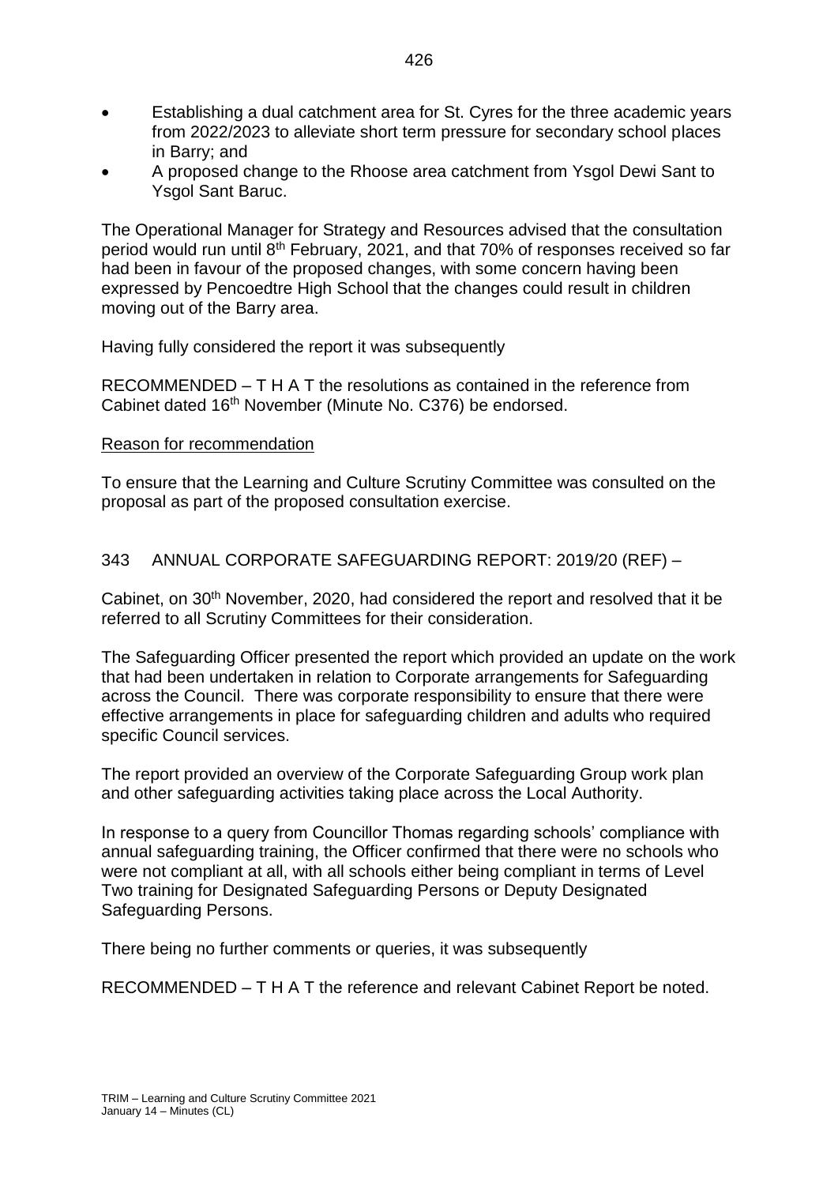- Establishing a dual catchment area for St. Cyres for the three academic years from 2022/2023 to alleviate short term pressure for secondary school places in Barry; and
- A proposed change to the Rhoose area catchment from Ysgol Dewi Sant to Ysgol Sant Baruc.

The Operational Manager for Strategy and Resources advised that the consultation period would run until 8th February, 2021, and that 70% of responses received so far had been in favour of the proposed changes, with some concern having been expressed by Pencoedtre High School that the changes could result in children moving out of the Barry area.

Having fully considered the report it was subsequently

RECOMMENDED – T H A T the resolutions as contained in the reference from Cabinet dated 16th November (Minute No. C376) be endorsed.

Reason for recommendation

To ensure that the Learning and Culture Scrutiny Committee was consulted on the proposal as part of the proposed consultation exercise.

## 343 ANNUAL CORPORATE SAFEGUARDING REPORT: 2019/20 (REF) –

Cabinet, on 30th November, 2020, had considered the report and resolved that it be referred to all Scrutiny Committees for their consideration.

The Safeguarding Officer presented the report which provided an update on the work that had been undertaken in relation to Corporate arrangements for Safeguarding across the Council. There was corporate responsibility to ensure that there were effective arrangements in place for safeguarding children and adults who required specific Council services.

The report provided an overview of the Corporate Safeguarding Group work plan and other safeguarding activities taking place across the Local Authority.

In response to a query from Councillor Thomas regarding schools' compliance with annual safeguarding training, the Officer confirmed that there were no schools who were not compliant at all, with all schools either being compliant in terms of Level Two training for Designated Safeguarding Persons or Deputy Designated Safeguarding Persons.

There being no further comments or queries, it was subsequently

RECOMMENDED – T H A T the reference and relevant Cabinet Report be noted.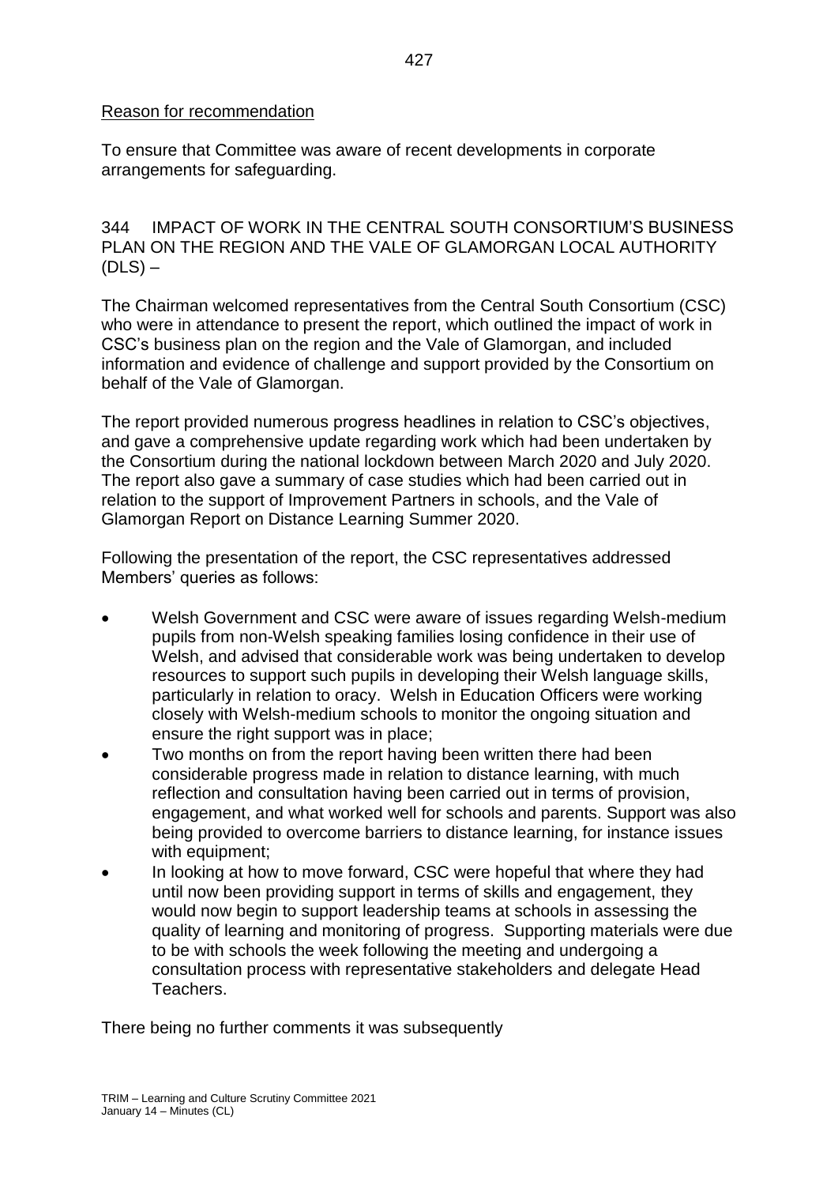Reason for recommendation

To ensure that Committee was aware of recent developments in corporate arrangements for safeguarding.

344 IMPACT OF WORK IN THE CENTRAL SOUTH CONSORTIUM'S BUSINESS PLAN ON THE REGION AND THE VALE OF GLAMORGAN LOCAL AUTHORITY (DLS) –

The Chairman welcomed representatives from the Central South Consortium (CSC) who were in attendance to present the report, which outlined the impact of work in CSC's business plan on the region and the Vale of Glamorgan, and included information and evidence of challenge and support provided by the Consortium on behalf of the Vale of Glamorgan.

The report provided numerous progress headlines in relation to CSC's objectives, and gave a comprehensive update regarding work which had been undertaken by the Consortium during the national lockdown between March 2020 and July 2020. The report also gave a summary of case studies which had been carried out in relation to the support of Improvement Partners in schools, and the Vale of Glamorgan Report on Distance Learning Summer 2020.

Following the presentation of the report, the CSC representatives addressed Members' queries as follows:

- Welsh Government and CSC were aware of issues regarding Welsh-medium pupils from non-Welsh speaking families losing confidence in their use of Welsh, and advised that considerable work was being undertaken to develop resources to support such pupils in developing their Welsh language skills, particularly in relation to oracy. Welsh in Education Officers were working closely with Welsh-medium schools to monitor the ongoing situation and ensure the right support was in place;
- Two months on from the report having been written there had been considerable progress made in relation to distance learning, with much reflection and consultation having been carried out in terms of provision, engagement, and what worked well for schools and parents. Support was also being provided to overcome barriers to distance learning, for instance issues with equipment;
- In looking at how to move forward, CSC were hopeful that where they had until now been providing support in terms of skills and engagement, they would now begin to support leadership teams at schools in assessing the quality of learning and monitoring of progress. Supporting materials were due to be with schools the week following the meeting and undergoing a consultation process with representative stakeholders and delegate Head Teachers.

There being no further comments it was subsequently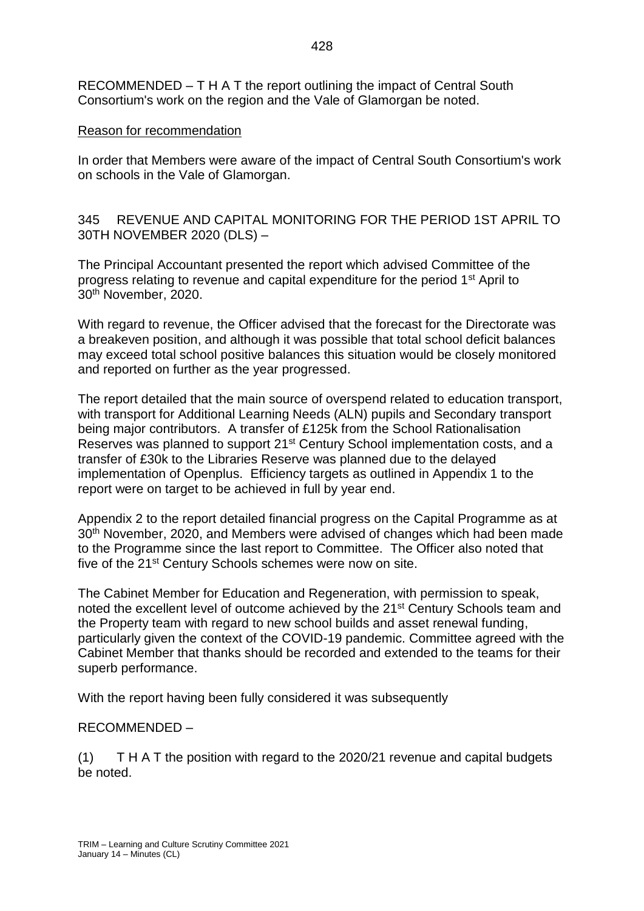RECOMMENDED – T H A T the report outlining the impact of Central South Consortium's work on the region and the Vale of Glamorgan be noted.

Reason for recommendation

In order that Members were aware of the impact of Central South Consortium's work on schools in the Vale of Glamorgan.

345 REVENUE AND CAPITAL MONITORING FOR THE PERIOD 1ST APRIL TO 30TH NOVEMBER 2020 (DLS) –

The Principal Accountant presented the report which advised Committee of the progress relating to revenue and capital expenditure for the period 1st April to 30th November, 2020.

With regard to revenue, the Officer advised that the forecast for the Directorate was a breakeven position, and although it was possible that total school deficit balances may exceed total school positive balances this situation would be closely monitored and reported on further as the year progressed.

The report detailed that the main source of overspend related to education transport, with transport for Additional Learning Needs (ALN) pupils and Secondary transport being major contributors. A transfer of £125k from the School Rationalisation Reserves was planned to support 21st Century School implementation costs, and a transfer of £30k to the Libraries Reserve was planned due to the delayed implementation of Openplus. Efficiency targets as outlined in Appendix 1 to the report were on target to be achieved in full by year end.

Appendix 2 to the report detailed financial progress on the Capital Programme as at 30th November, 2020, and Members were advised of changes which had been made to the Programme since the last report to Committee. The Officer also noted that five of the 21st Century Schools schemes were now on site.

The Cabinet Member for Education and Regeneration, with permission to speak, noted the excellent level of outcome achieved by the 21st Century Schools team and the Property team with regard to new school builds and asset renewal funding, particularly given the context of the COVID-19 pandemic. Committee agreed with the Cabinet Member that thanks should be recorded and extended to the teams for their superb performance.

With the report having been fully considered it was subsequently

RECOMMENDED –

(1) T H A T the position with regard to the 2020/21 revenue and capital budgets be noted.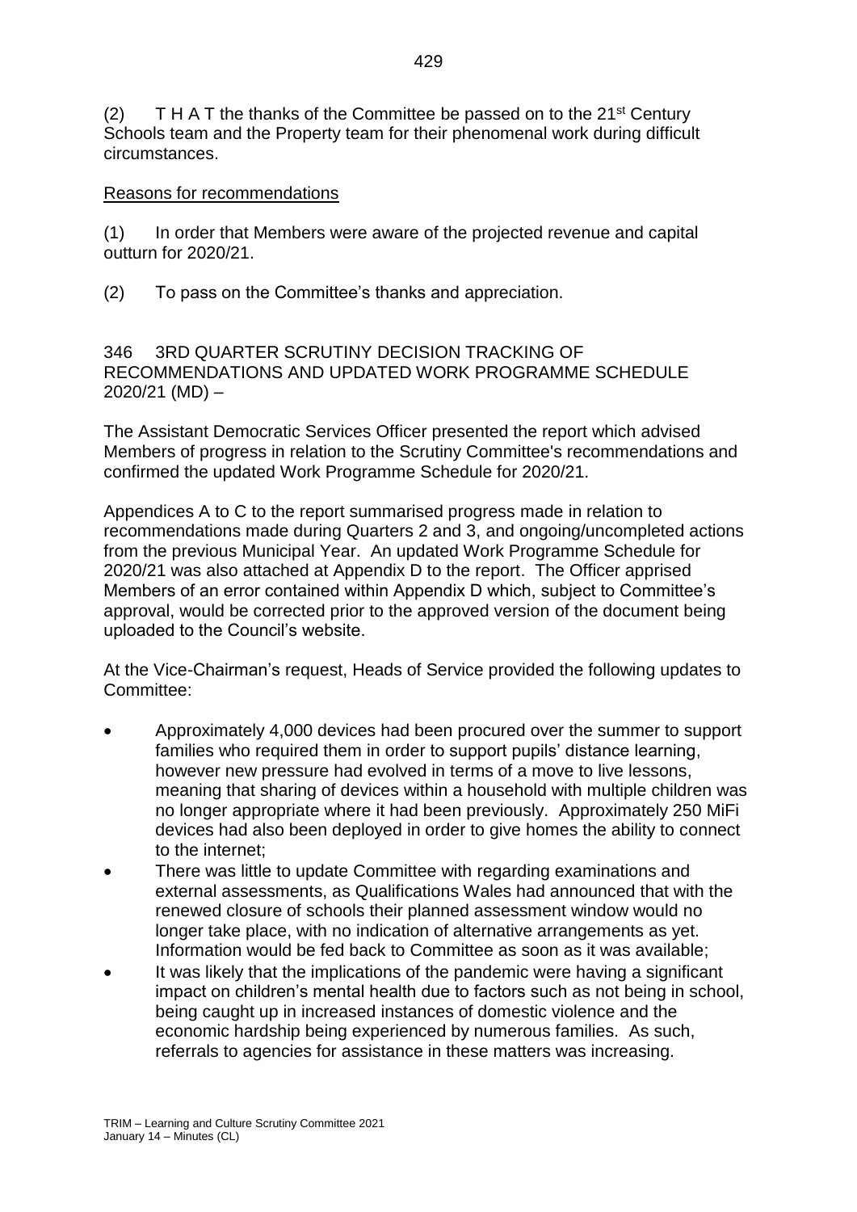(2) T H A T the thanks of the Committee be passed on to the 21st Century Schools team and the Property team for their phenomenal work during difficult circumstances.

Reasons for recommendations

(1) In order that Members were aware of the projected revenue and capital outturn for 2020/21.

(2) To pass on the Committee's thanks and appreciation.

346 3RD QUARTER SCRUTINY DECISION TRACKING OF RECOMMENDATIONS AND UPDATED WORK PROGRAMME SCHEDULE 2020/21 (MD) –

The Assistant Democratic Services Officer presented the report which advised Members of progress in relation to the Scrutiny Committee's recommendations and confirmed the updated Work Programme Schedule for 2020/21.

Appendices A to C to the report summarised progress made in relation to recommendations made during Quarters 2 and 3, and ongoing/uncompleted actions from the previous Municipal Year. An updated Work Programme Schedule for 2020/21 was also attached at Appendix D to the report. The Officer apprised Members of an error contained within Appendix D which, subject to Committee's approval, would be corrected prior to the approved version of the document being uploaded to the Council's website.

At the Vice-Chairman's request, Heads of Service provided the following updates to Committee:

- Approximately 4,000 devices had been procured over the summer to support families who required them in order to support pupils' distance learning, however new pressure had evolved in terms of a move to live lessons, meaning that sharing of devices within a household with multiple children was no longer appropriate where it had been previously. Approximately 250 MiFi devices had also been deployed in order to give homes the ability to connect to the internet;
- There was little to update Committee with regarding examinations and external assessments, as Qualifications Wales had announced that with the renewed closure of schools their planned assessment window would no longer take place, with no indication of alternative arrangements as yet. Information would be fed back to Committee as soon as it was available;
- It was likely that the implications of the pandemic were having a significant impact on children's mental health due to factors such as not being in school, being caught up in increased instances of domestic violence and the economic hardship being experienced by numerous families. As such, referrals to agencies for assistance in these matters was increasing.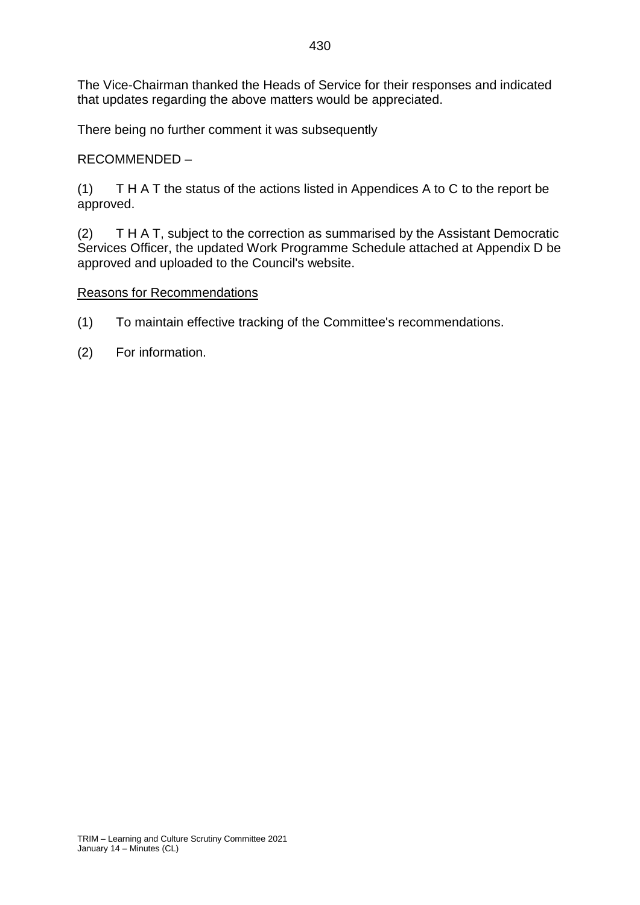The Vice-Chairman thanked the Heads of Service for their responses and indicated that updates regarding the above matters would be appreciated.

There being no further comment it was subsequently

RECOMMENDED –

(1) T H A T the status of the actions listed in Appendices A to C to the report be approved.

(2) T H A T, subject to the correction as summarised by the Assistant Democratic Services Officer, the updated Work Programme Schedule attached at Appendix D be approved and uploaded to the Council's website.

Reasons for Recommendations

(1) To maintain effective tracking of the Committee's recommendations.

(2) For information.